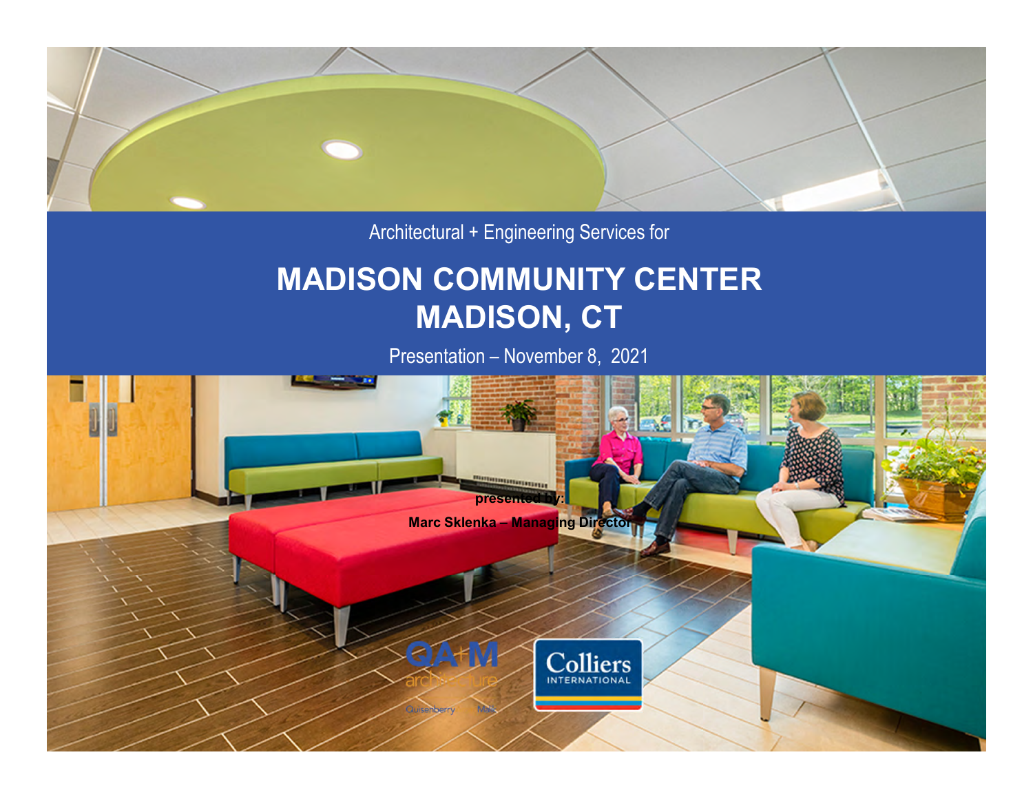Architectural + Engineering Services for

# MADISON COMMUNITY CENTER
# MADISON, CT

Presentation – November 8, 2021

**presented by:**

**Marc Sklenka – Managing Director**

QA+M architecture

Quisenberry Malk

Colliers INTERNATIONAL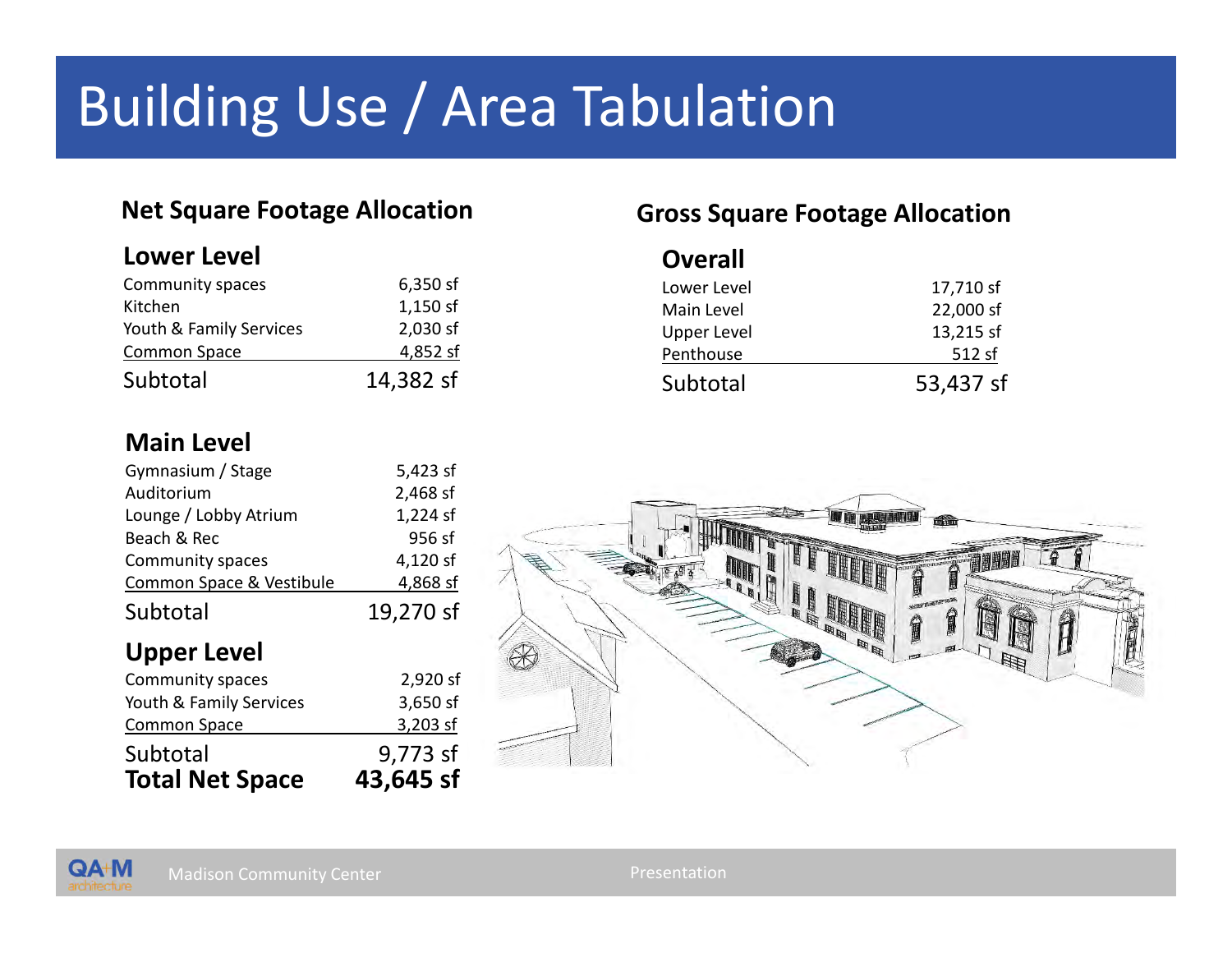# Building Use / Area Tabulation

## Net Square Footage Allocation

### Lower Level

| | |
|---|---|
| Community spaces | 6,350 sf |
| Kitchen | 1,150 sf |
| Youth & Family Services | 2,030 sf |
| Common Space | 4,852 sf |
| Subtotal | 14,382 sf |

### Main Level

| | |
|---|---|
| Gymnasium / Stage | 5,423 sf |
| Auditorium | 2,468 sf |
| Lounge / Lobby Atrium | 1,224 sf |
| Beach & Rec | 956 sf |
| Community spaces | 4,120 sf |
| Common Space & Vestibule | 4,868 sf |
| Subtotal | 19,270 sf |

### Upper Level

| | |
|---|---|
| Community spaces | 2,920 sf |
| Youth & Family Services | 3,650 sf |
| Common Space | 3,203 sf |
| Subtotal | 9,773 sf |
| **Total Net Space** | **43,645 sf** |

## Gross Square Footage Allocation

### Overall

| | |
|---|---|
| Lower Level | 17,710 sf |
| Main Level | 22,000 sf |
| Upper Level | 13,215 sf |
| Penthouse | 512 sf |
| Subtotal | 53,437 sf |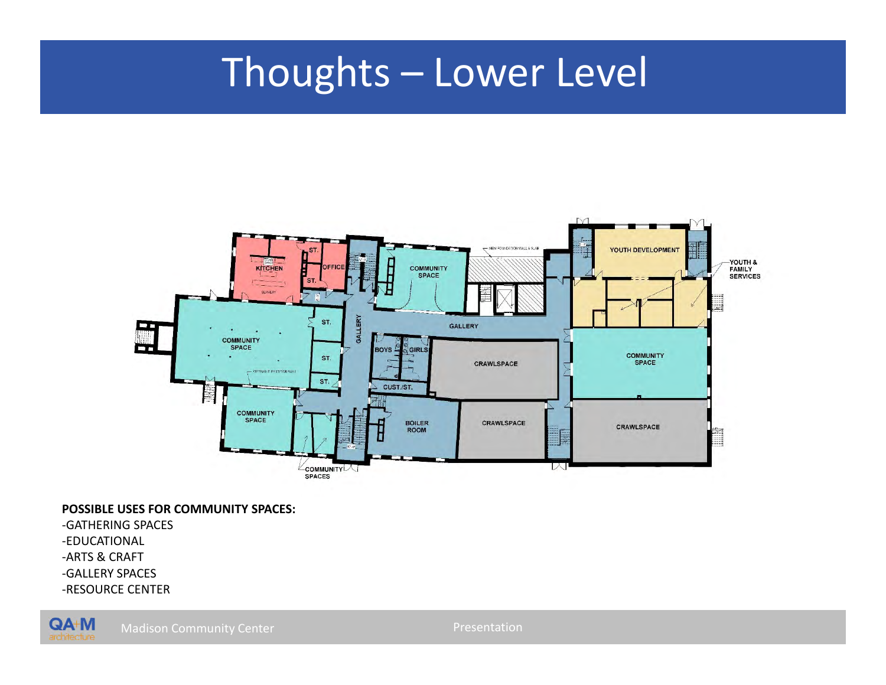# Thoughts – Lower Level

KITCHEN

OFFICE

ST.

COMMUNITY SPACE

GALLERY

BOYS

GIRLS

CUST./ST.

CRAWLSPACE

BOILER ROOM

COMMUNITY SPACES

YOUTH DEVELOPMENT

YOUTH & FAMILY SERVICES

**POSSIBLE USES FOR COMMUNITY SPACES:**

-GATHERING SPACES

-EDUCATIONAL

-ARTS & CRAFT

-GALLERY SPACES

-RESOURCE CENTER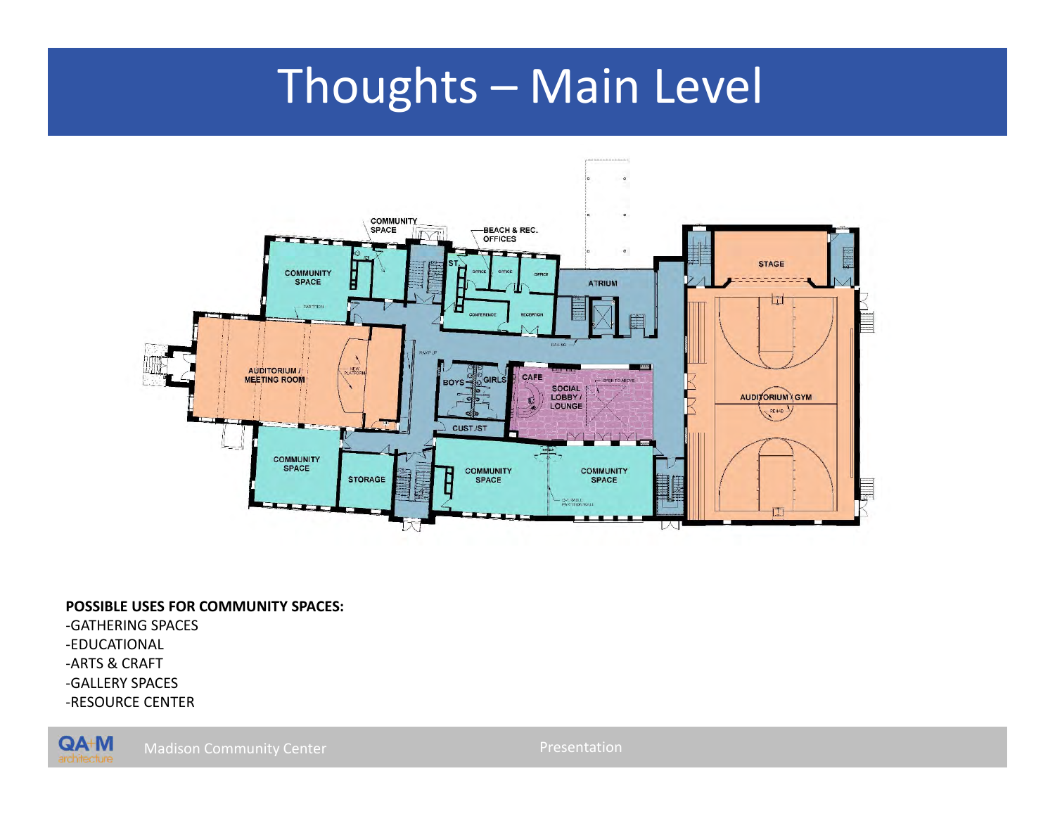# Thoughts – Main Level

COMMUNITY SPACE

BEACH & REC. OFFICES

COMMUNITY SPACE

ST

OFFICE

OFFICE

OFFICE

ATRIUM

STAGE

CONFERENCE

RECEPTION

AUDITORIUM / MEETING ROOM

BOYS

GIRLS

CAFE

SOCIAL LOBBY / LOUNGE

AUDITORIUM / GYM

CUST./ST

COMMUNITY SPACE

STORAGE

COMMUNITY SPACE

COMMUNITY SPACE

**POSSIBLE USES FOR COMMUNITY SPACES:**

- GATHERING SPACES
- EDUCATIONAL
- ARTS & CRAFT
- GALLERY SPACES
- RESOURCE CENTER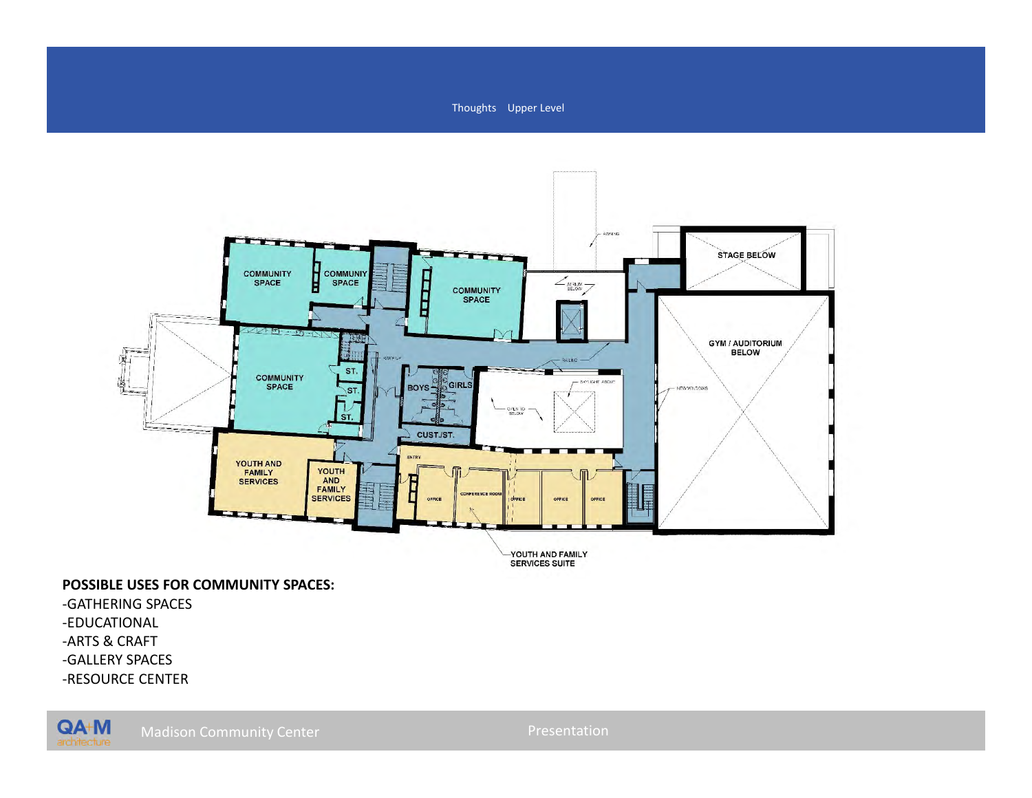# Thoughts Upper Level

COMMUNITY SPACE

COMMUNITY SPACE

COMMUNITY SPACE

COMMUNITY SPACE

ST.

ST.

ST.

BOYS

GIRLS

CUST./ST.

STAGE BELOW

GYM / AUDITORIUM BELOW

YOUTH AND FAMILY SERVICES

YOUTH AND FAMILY SERVICES

ENTRY

OFFICE

CONFERENCE ROOM

OFFICE

OFFICE

OFFICE

YOUTH AND FAMILY SERVICES SUITE

**POSSIBLE USES FOR COMMUNITY SPACES:**

- -GATHERING SPACES
- -EDUCATIONAL
- -ARTS & CRAFT
- -GALLERY SPACES
- -RESOURCE CENTER

Madison Community Center

Presentation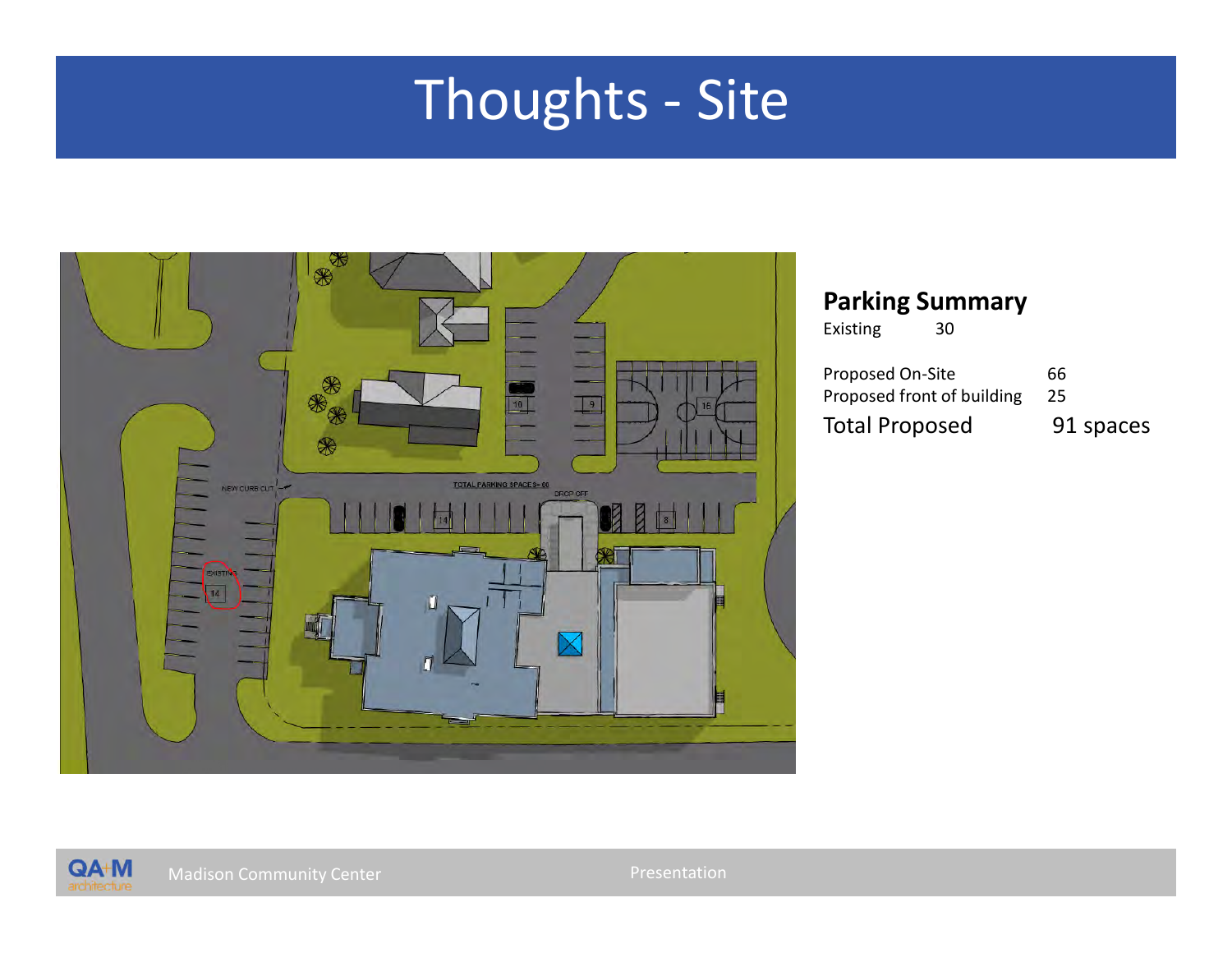# Thoughts - Site

## Parking Summary

| | |
|---|---|
| Existing | 30 |
| Proposed On-Site | 66 |
| Proposed front of building | 25 |
| Total Proposed | 91 spaces |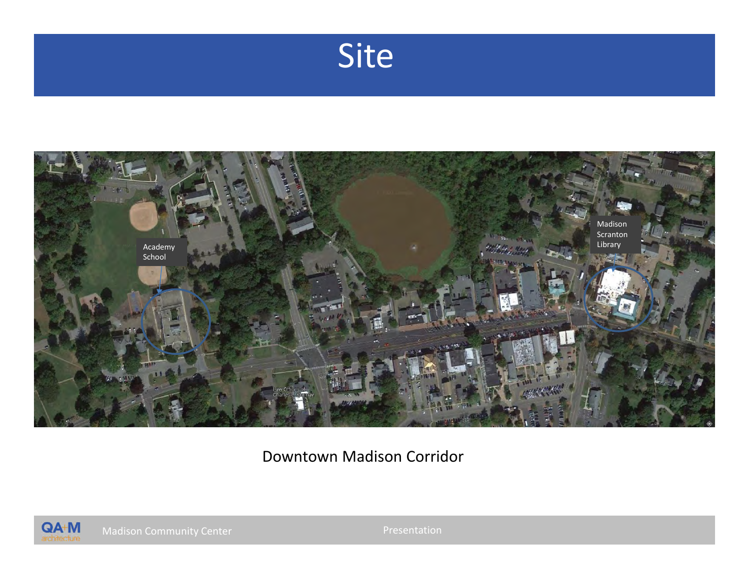# Site

Academy School

Madison Scranton Library

Downtown Madison Corridor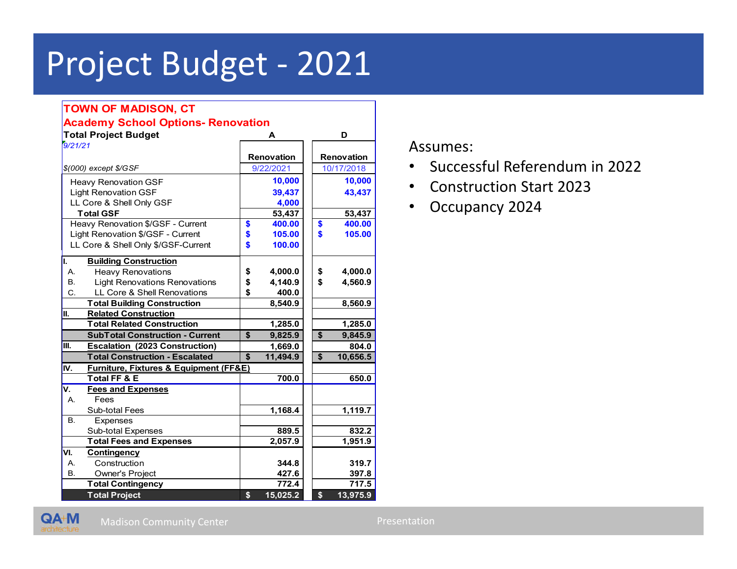# Project Budget - 2021

**TOWN OF MADISON, CT**
**Academy School Options- Renovation**
**Total Project Budget**
*9/21/21*

| $(000) except $/GSF | A<br>Renovation<br>9/22/2021 | D<br>Renovation<br>10/17/2018 |
|---|---|---|
| Heavy Renovation GSF | 10,000 | 10,000 |
| Light Renovation GSF | 39,437 | 43,437 |
| LL Core & Shell Only GSF | 4,000 | |
| **Total GSF** | 53,437 | 53,437 |
| Heavy Renovation $/GSF - Current | $ 400.00 | $ 400.00 |
| Light Renovation $/GSF - Current | $ 105.00 | $ 105.00 |
| LL Core & Shell Only $/GSF-Current | $ 100.00 | |
| **I. Building Construction** | | |
| A. Heavy Renovations | $ 4,000.0 | $ 4,000.0 |
| B. Light Renovations Renovations | $ 4,140.9 | $ 4,560.9 |
| C. LL Core & Shell Renovations | $ 400.0 | |
| **Total Building Construction** | 8,540.9 | 8,560.9 |
| **II. Related Construction** | | |
| **Total Related Construction** | 1,285.0 | 1,285.0 |
| **SubTotal Construction - Current** | $ 9,825.9 | $ 9,845.9 |
| **III. Escalation (2023 Construction)** | 1,669.0 | 804.0 |
| **Total Construction - Escalated** | $ 11,494.9 | $ 10,656.5 |
| **IV. Furniture, Fixtures & Equipment (FF&E)** | | |
| **Total FF & E** | 700.0 | 650.0 |
| **V. Fees and Expenses** | | |
| A. Fees | | |
| Sub-total Fees | 1,168.4 | 1,119.7 |
| B. Expenses | | |
| Sub-total Expenses | 889.5 | 832.2 |
| **Total Fees and Expenses** | 2,057.9 | 1,951.9 |
| **VI. Contingency** | | |
| A. Construction | 344.8 | 319.7 |
| B. Owner's Project | 427.6 | 397.8 |
| **Total Contingency** | 772.4 | 717.5 |
| **Total Project** | $ 15,025.2 | $ 13,975.9 |

Assumes:

- Successful Referendum in 2022
- Construction Start 2023
- Occupancy 2024